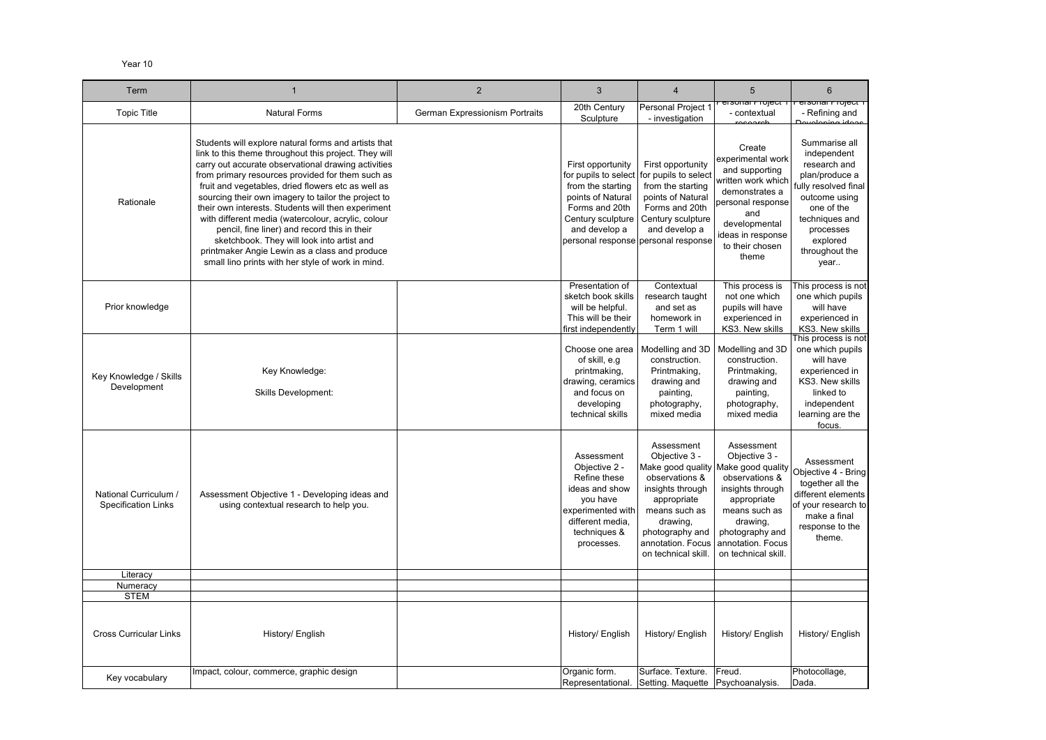Year 10

| Term | 1 | 2 | 3 | 4 | 5 | 6 |
| --- | --- | --- | --- | --- | --- | --- |
| Topic Title | Natural Forms | German Expressionism Portraits | 20th Century Sculpture | Personal Project 1 - investigation | Personal Project 1 - contextual research | Personal Project 1 - Refining and Developing ideas |
| Rationale | Students will explore natural forms and artists that link to this theme throughout this project. They will carry out accurate observational drawing activities from primary resources provided for them such as fruit and vegetables, dried flowers etc as well as sourcing their own imagery to tailor the project to their own interests. Students will then experiment with different media (watercolour, acrylic, colour pencil, fine liner) and record this in their sketchbook. They will look into artist and printmaker Angie Lewin as a class and produce small lino prints with her style of work in mind. | | First opportunity for pupils to select from the starting points of Natural Forms and 20th Century sculpture and develop a personal response | First opportunity for pupils to select from the starting points of Natural Forms and 20th Century sculpture and develop a personal response | Create experimental work and supporting written work which demonstrates a personal response and developmental ideas in response to their chosen theme | Summarise all independent research and plan/produce a fully resolved final outcome using one of the techniques and processes explored throughout the year.. |
| Prior knowledge | | | Presentation of sketch book skills will be helpful. This will be their first independently | Contextual research taught and set as homework in Term 1 will | This process is not one which pupils will have experienced in KS3. New skills | This process is not one which pupils will have experienced in KS3. New skills |
| Key Knowledge / Skills Development | Key Knowledge:<br><br>Skills Development: | | Choose one area of skill, e.g printmaking, drawing, ceramics and focus on developing technical skills | Modelling and 3D construction. Printmaking, drawing and painting, photography, mixed media | Modelling and 3D construction. Printmaking, drawing and painting, photography, mixed media | This process is not one which pupils will have experienced in KS3. New skills linked to independent learning are the focus. |
| National Curriculum / Specification Links | Assessment Objective 1 - Developing ideas and using contextual research to help you. | | Assessment Objective 2 - Refine these ideas and show you have experimented with different media, techniques & processes. | Assessment Objective 3 - Make good quality observations & insights through appropriate means such as drawing, photography and annotation. Focus on technical skill. | Assessment Objective 3 - Make good quality observations & insights through appropriate means such as drawing, photography and annotation. Focus on technical skill. | Assessment Objective 4 - Bring together all the different elements of your research to make a final response to the theme. |
| Literacy | | | | | | |
| Numeracy | | | | | | |
| STEM | | | | | | |
| Cross Curricular Links | History/ English | | History/ English | History/ English | History/ English | History/ English |
| Key vocabulary | Impact, colour, commerce, graphic design | | Organic form. Representational. | Surface. Texture. Setting. Maquette | Freud. Psychoanalysis. | Photocollage, Dada. |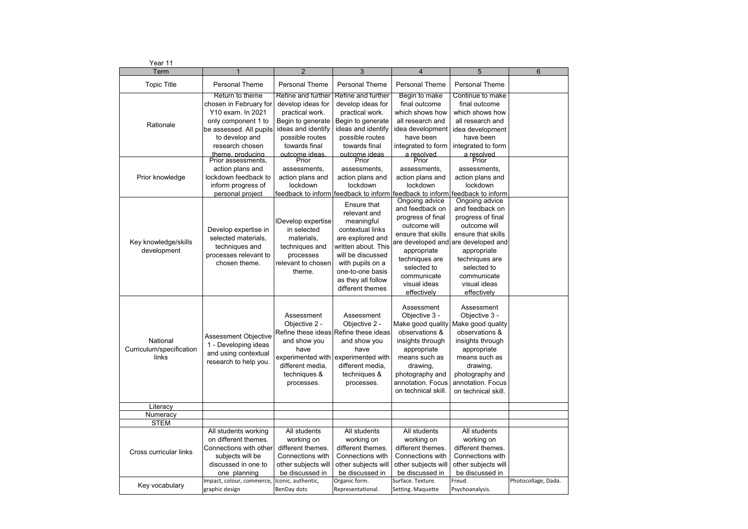Year 11

| Term | 1 | 2 | 3 | 4 | 5 | 6 |
|---|---|---|---|---|---|---|
| Topic Title | Personal Theme | Personal Theme | Personal Theme | Personal Theme | Personal Theme | |
| Rationale | Return to theme chosen in February for Y10 exam. In 2021 only component 1 to be assessed. All pupils to develop and research chosen theme, producing | Refine and further develop ideas for practical work. Begin to generate ideas and identify possible routes towards final outcome ideas. | Refine and further develop ideas for practical work. Begin to generate ideas and identify possible routes towards final outcome ideas | Begin to make final outcome which shows how all research and idea development have been integrated to form a resolved | Continue to make final outcome which shows how all research and idea development have been integrated to form a resolved | |
| Prior knowledge | Prior assessments, action plans and lockdown feedback to inform progress of personal project | Prior assessments, action plans and lockdown feedback to inform | Prior assessments, action plans and lockdown feedback to inform | Prior assessments, action plans and lockdown feedback to inform | Prior assessments, action plans and lockdown feedback to inform | |
| Key knowledge/skills development | Develop expertise in selected materials, techniques and processes relevant to chosen theme. | lDevelop expertise in selected materials, techniques and processes relevant to chosen theme. | Ensure that relevant and meaningful contextual links are explored and written about. This will be discussed with pupils on a one-to-one basis as they all follow different themes | Ongoing advice and feedback on progress of final outcome will ensure that skills are developed and appropriate techniques are selected to communicate visual ideas effectively | Ongoing advice and feedback on progress of final outcome will ensure that skills are developed and appropriate techniques are selected to communicate visual ideas effectively | |
| National Curriculum/specification links | Assessment Objective 1 - Developing ideas and using contextual research to help you. | Assessment Objective 2 - Refine these ideas and show you have experimented with different media, techniques & processes. | Assessment Objective 2 - Refine these ideas and show you have experimented with different media, techniques & processes. | Assessment Objective 3 - Make good quality observations & insights through appropriate means such as drawing, photography and annotation. Focus on technical skill. | Assessment Objective 3 - Make good quality observations & insights through appropriate means such as drawing, photography and annotation. Focus on technical skill. | |
| Literacy | | | | | | |
| Numeracy | | | | | | |
| STEM | | | | | | |
| Cross curricular links | All students working on different themes. Connections with other subjects will be discussed in one to one planning | All students working on different themes. Connections with other subjects will be discussed in | All students working on different themes. Connections with other subjects will be discussed in | All students working on different themes. Connections with other subjects will be discussed in | All students working on different themes. Connections with other subjects will be discussed in | |
| Key vocabulary | Impact, colour, commerce, graphic design | Iconic, authentic, BenDay dots | Organic form. Representational. | Surface. Texture. Setting. Maquette | Freud. Psychoanalysis. | Photocollage, Dada. |